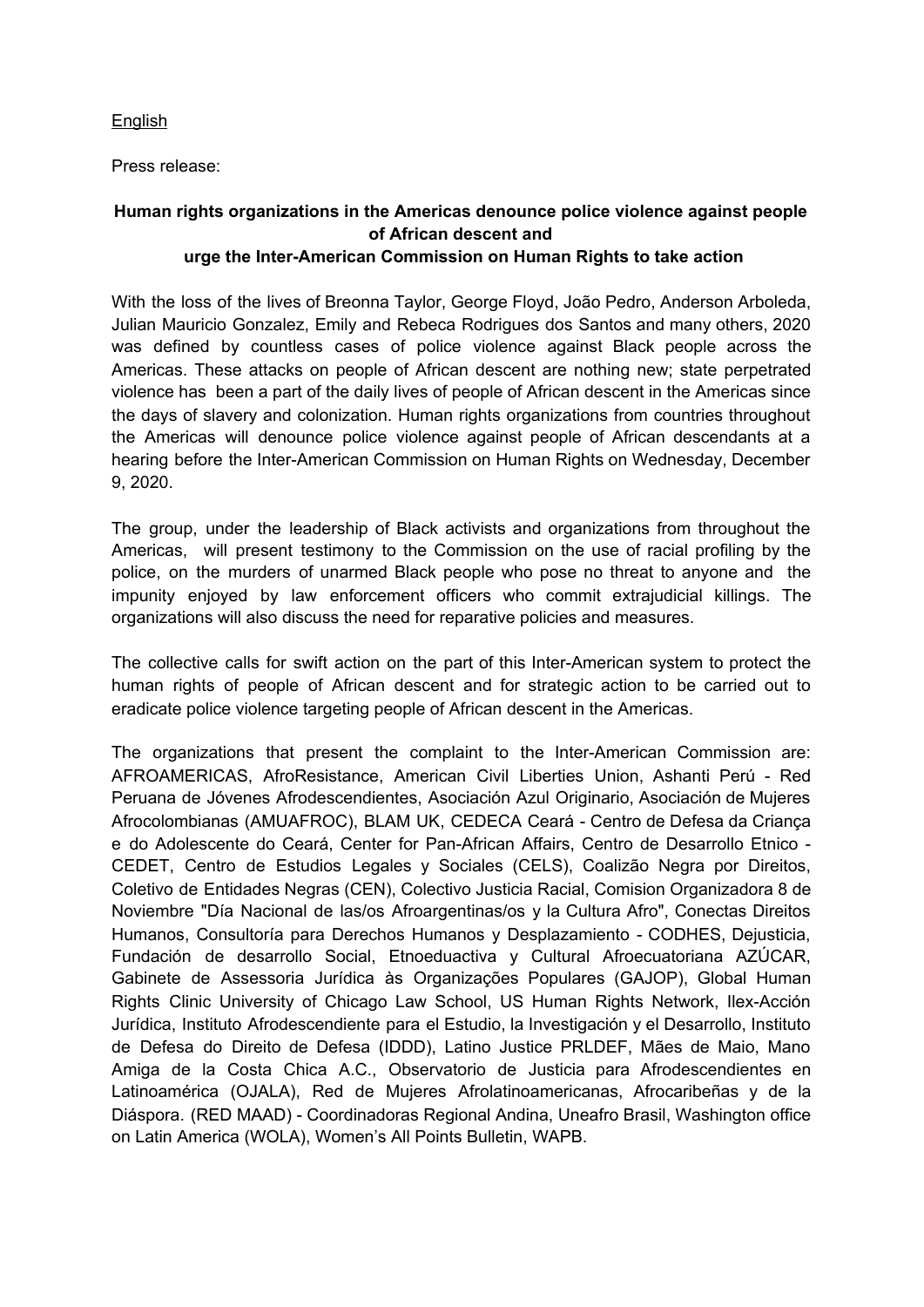English

Press release:

**Human rights organizations in the Americas denounce police violence against people of African descent and urge the Inter-American Commission on Human Rights to take action**

With the loss of the lives of Breonna Taylor, George Floyd, João Pedro, Anderson Arboleda, Julian Mauricio Gonzalez, Emily and Rebeca Rodrigues dos Santos and many others, 2020 was defined by countless cases of police violence against Black people across the Americas. These attacks on people of African descent are nothing new; state perpetrated violence has been a part of the daily lives of people of African descent in the Americas since the days of slavery and colonization. Human rights organizations from countries throughout the Americas will denounce police violence against people of African descendants at a hearing before the Inter-American Commission on Human Rights on Wednesday, December 9, 2020.

The group, under the leadership of Black activists and organizations from throughout the Americas, will present testimony to the Commission on the use of racial profiling by the police, on the murders of unarmed Black people who pose no threat to anyone and the impunity enjoyed by law enforcement officers who commit extrajudicial killings. The organizations will also discuss the need for reparative policies and measures.

The collective calls for swift action on the part of this Inter-American system to protect the human rights of people of African descent and for strategic action to be carried out to eradicate police violence targeting people of African descent in the Americas.

The organizations that present the complaint to the Inter-American Commission are: AFROAMERICAS, AfroResistance, American Civil Liberties Union, Ashanti Perú - Red Peruana de Jóvenes Afrodescendientes, Asociación Azul Originario, Asociación de Mujeres Afrocolombianas (AMUAFROC), BLAM UK, CEDECA Ceará - Centro de Defesa da Criança e do Adolescente do Ceará, Center for Pan-African Affairs, Centro de Desarrollo Etnico - CEDET, Centro de Estudios Legales y Sociales (CELS), Coalizão Negra por Direitos, Coletivo de Entidades Negras (CEN), Colectivo Justicia Racial, Comision Organizadora 8 de Noviembre "Día Nacional de las/os Afroargentinas/os y la Cultura Afro", Conectas Direitos Humanos, Consultoría para Derechos Humanos y Desplazamiento - CODHES, Dejusticia, Fundación de desarrollo Social, Etnoeduactiva y Cultural Afroecuatoriana AZÚCAR, Gabinete de Assessoria Jurídica às Organizações Populares (GAJOP), Global Human Rights Clinic University of Chicago Law School, US Human Rights Network, Ilex-Acción Jurídica, Instituto Afrodescendiente para el Estudio, la Investigación y el Desarrollo, Instituto de Defesa do Direito de Defesa (IDDD), Latino Justice PRLDEF, Mães de Maio, Mano Amiga de la Costa Chica A.C., Observatorio de Justicia para Afrodescendientes en Latinoamérica (OJALA), Red de Mujeres Afrolatinoamericanas, Afrocaribeñas y de la Diáspora. (RED MAAD) - Coordinadoras Regional Andina, Uneafro Brasil, Washington office on Latin America (WOLA), Women's All Points Bulletin, WAPB.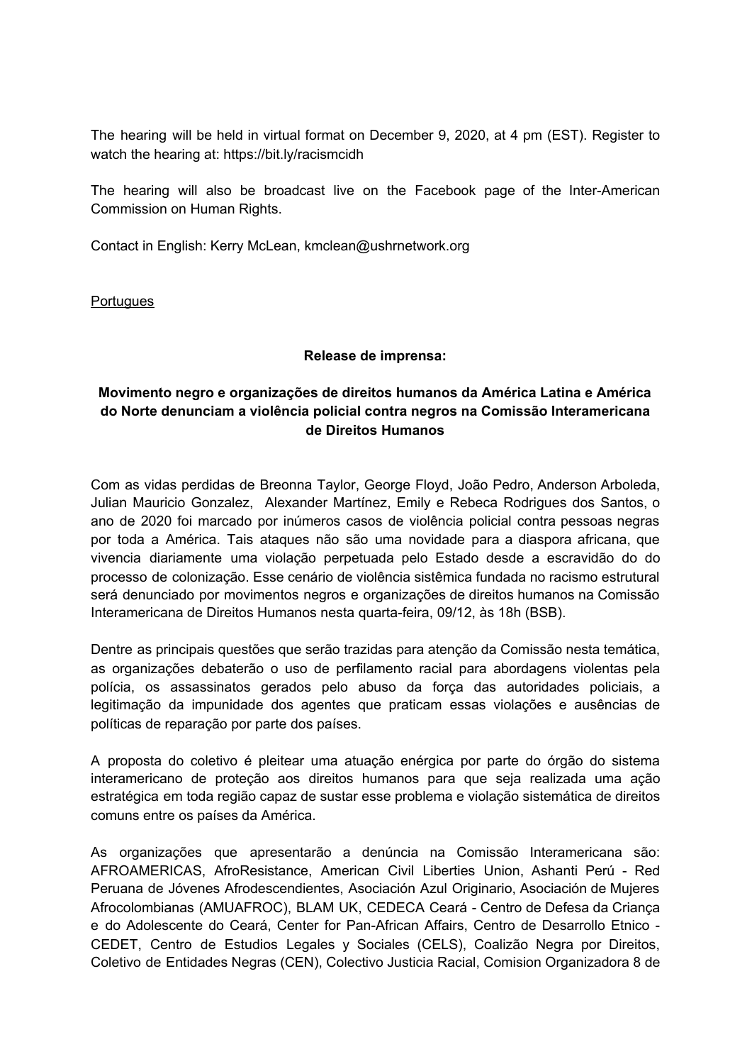The hearing will be held in virtual format on December 9, 2020, at 4 pm (EST). Register to watch the hearing at: https://bit.ly/racismcidh

The hearing will also be broadcast live on the Facebook page of the Inter-American Commission on Human Rights.

Contact in English: Kerry McLean, kmclean@ushrnetwork.org

Portugues

**Release de imprensa:**

**Movimento negro e organizações de direitos humanos da América Latina e América do Norte denunciam a violência policial contra negros na Comissão Interamericana de Direitos Humanos**

Com as vidas perdidas de Breonna Taylor, George Floyd, João Pedro, Anderson Arboleda, Julian Mauricio Gonzalez, Alexander Martínez, Emily e Rebeca Rodrigues dos Santos, o ano de 2020 foi marcado por inúmeros casos de violência policial contra pessoas negras por toda a América. Tais ataques não são uma novidade para a diaspora africana, que vivencia diariamente uma violação perpetuada pelo Estado desde a escravidão do do processo de colonização. Esse cenário de violência sistêmica fundada no racismo estrutural será denunciado por movimentos negros e organizações de direitos humanos na Comissão Interamericana de Direitos Humanos nesta quarta-feira, 09/12, às 18h (BSB).

Dentre as principais questões que serão trazidas para atenção da Comissão nesta temática, as organizações debaterão o uso de perfilamento racial para abordagens violentas pela polícia, os assassinatos gerados pelo abuso da força das autoridades policiais, a legitimação da impunidade dos agentes que praticam essas violações e ausências de políticas de reparação por parte dos países.

A proposta do coletivo é pleitear uma atuação enérgica por parte do órgão do sistema interamericano de proteção aos direitos humanos para que seja realizada uma ação estratégica em toda região capaz de sustar esse problema e violação sistemática de direitos comuns entre os países da América.

As organizações que apresentarão a denúncia na Comissão Interamericana são: AFROAMERICAS, AfroResistance, American Civil Liberties Union, Ashanti Perú - Red Peruana de Jóvenes Afrodescendientes, Asociación Azul Originario, Asociación de Mujeres Afrocolombianas (AMUAFROC), BLAM UK, CEDECA Ceará - Centro de Defesa da Criança e do Adolescente do Ceará, Center for Pan-African Affairs, Centro de Desarrollo Etnico - CEDET, Centro de Estudios Legales y Sociales (CELS), Coalizão Negra por Direitos, Coletivo de Entidades Negras (CEN), Colectivo Justicia Racial, Comision Organizadora 8 de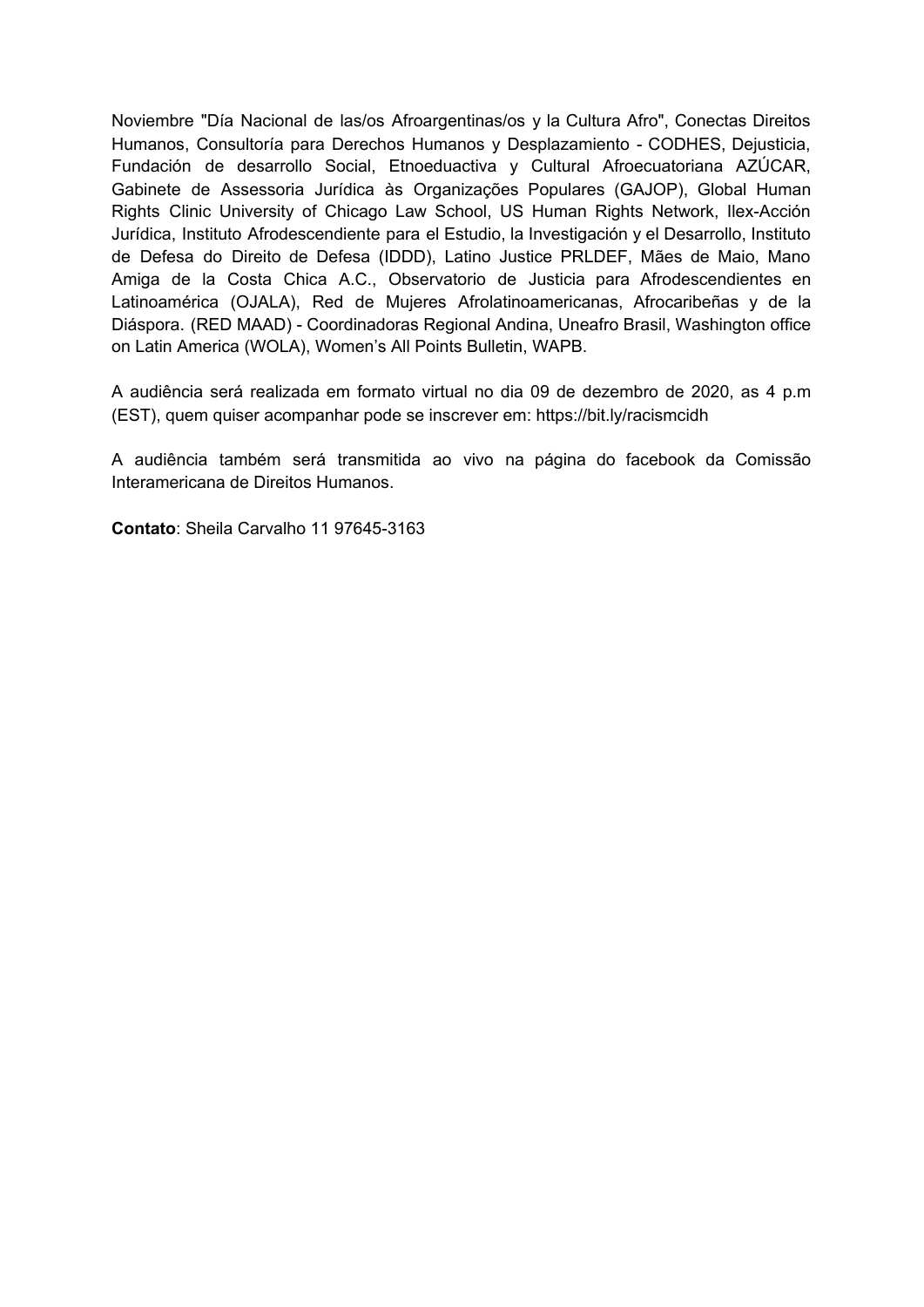Noviembre "Día Nacional de las/os Afroargentinas/os y la Cultura Afro", Conectas Direitos Humanos, Consultoría para Derechos Humanos y Desplazamiento - CODHES, Dejusticia, Fundación de desarrollo Social, Etnoeduactiva y Cultural Afroecuatoriana AZÚCAR, Gabinete de Assessoria Jurídica às Organizações Populares (GAJOP), Global Human Rights Clinic University of Chicago Law School, US Human Rights Network, Ilex-Acción Jurídica, Instituto Afrodescendiente para el Estudio, la Investigación y el Desarrollo, Instituto de Defesa do Direito de Defesa (IDDD), Latino Justice PRLDEF, Mães de Maio, Mano Amiga de la Costa Chica A.C., Observatorio de Justicia para Afrodescendientes en Latinoamérica (OJALA), Red de Mujeres Afrolatinoamericanas, Afrocaribeñas y de la Diáspora. (RED MAAD) - Coordinadoras Regional Andina, Uneafro Brasil, Washington office on Latin America (WOLA), Women's All Points Bulletin, WAPB.

A audiência será realizada em formato virtual no dia 09 de dezembro de 2020, as 4 p.m (EST), quem quiser acompanhar pode se inscrever em: https://bit.ly/racismcidh

A audiência também será transmitida ao vivo na página do facebook da Comissão Interamericana de Direitos Humanos.

**Contato**: Sheila Carvalho 11 97645-3163